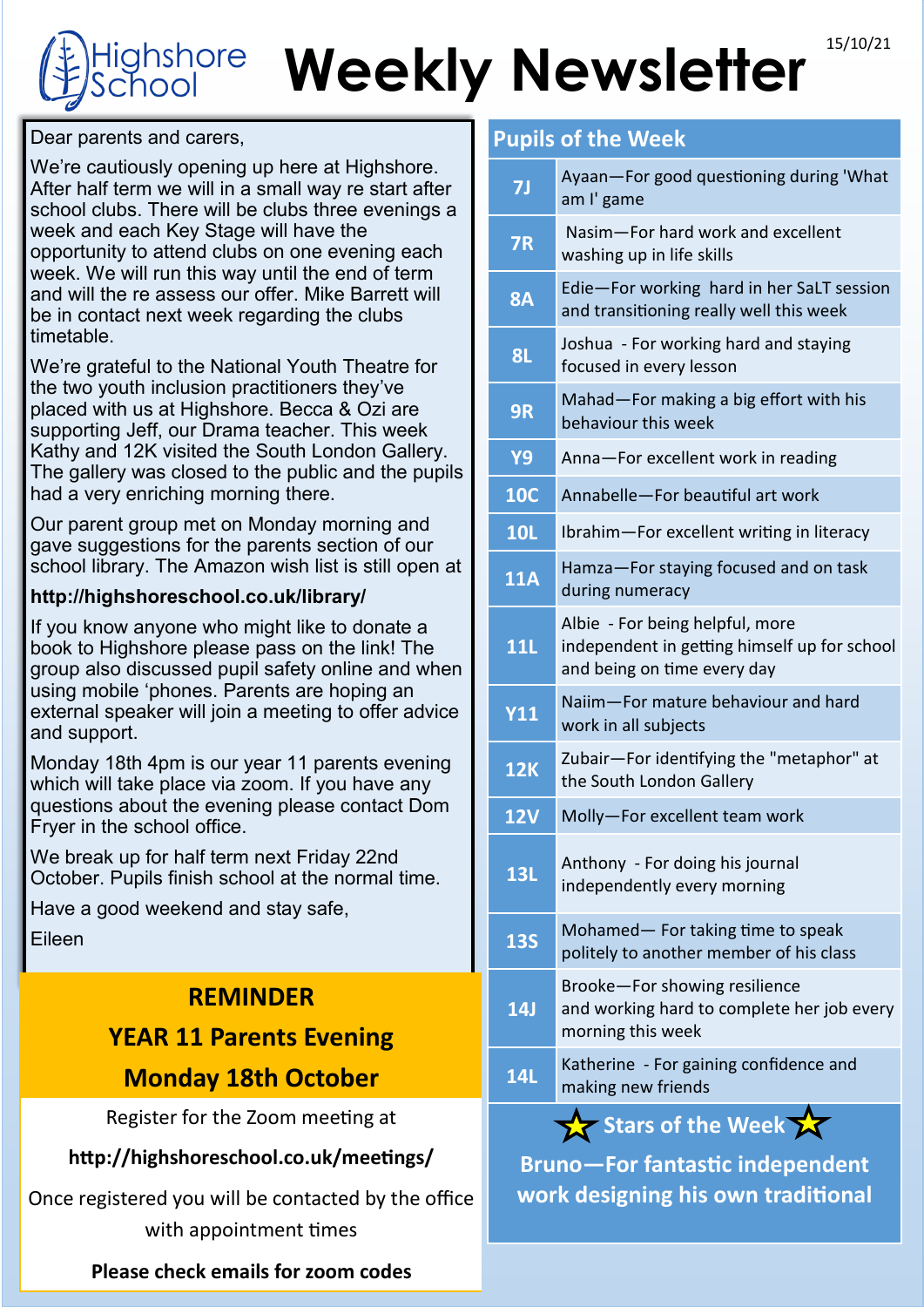# Highshore School

# Weekly Newsletter

15/10/21

Dear parents and carers,

We're cautiously opening up here at Highshore. After half term we will in a small way re start after school clubs. There will be clubs three evenings a week and each Key Stage will have the opportunity to attend clubs on one evening each week. We will run this way until the end of term and will the re assess our offer. Mike Barrett will be in contact next week regarding the clubs timetable.

We're grateful to the National Youth Theatre for the two youth inclusion practitioners they've placed with us at Highshore. Becca & Ozi are supporting Jeff, our Drama teacher. This week Kathy and 12K visited the South London Gallery. The gallery was closed to the public and the pupils had a very enriching morning there.

Our parent group met on Monday morning and gave suggestions for the parents section of our school library. The Amazon wish list is still open at

**http://highshoreschool.co.uk/library/**

If you know anyone who might like to donate a book to Highshore please pass on the link! The group also discussed pupil safety online and when using mobile 'phones. Parents are hoping an external speaker will join a meeting to offer advice and support.

Monday 18th 4pm is our year 11 parents evening which will take place via zoom. If you have any questions about the evening please contact Dom Fryer in the school office.

We break up for half term next Friday 22nd October. Pupils finish school at the normal time.

Have a good weekend and stay safe,

Eileen

## REMINDER
## YEAR 11 Parents Evening
## Monday 18th October

Register for the Zoom meeting at

**http://highshoreschool.co.uk/meetings/**

Once registered you will be contacted by the office with appointment times

**Please check emails for zoom codes**

## Pupils of the Week

| Class | Pupil |
|---|---|
| 7J | Ayaan—For good questioning during 'What am I' game |
| 7R | Nasim—For hard work and excellent washing up in life skills |
| 8A | Edie—For working hard in her SaLT session and transitioning really well this week |
| 8L | Joshua - For working hard and staying focused in every lesson |
| 9R | Mahad—For making a big effort with his behaviour this week |
| Y9 | Anna—For excellent work in reading |
| 10C | Annabelle—For beautiful art work |
| 10L | Ibrahim—For excellent writing in literacy |
| 11A | Hamza—For staying focused and on task during numeracy |
| 11L | Albie - For being helpful, more independent in getting himself up for school and being on time every day |
| Y11 | Naiim—For mature behaviour and hard work in all subjects |
| 12K | Zubair—For identifying the "metaphor" at the South London Gallery |
| 12V | Molly—For excellent team work |
| 13L | Anthony - For doing his journal independently every morning |
| 13S | Mohamed— For taking time to speak politely to another member of his class |
| 14J | Brooke—For showing resilience and working hard to complete her job every morning this week |
| 14L | Katherine - For gaining confidence and making new friends |

## Stars of the Week

**Bruno—For fantastic independent work designing his own traditional**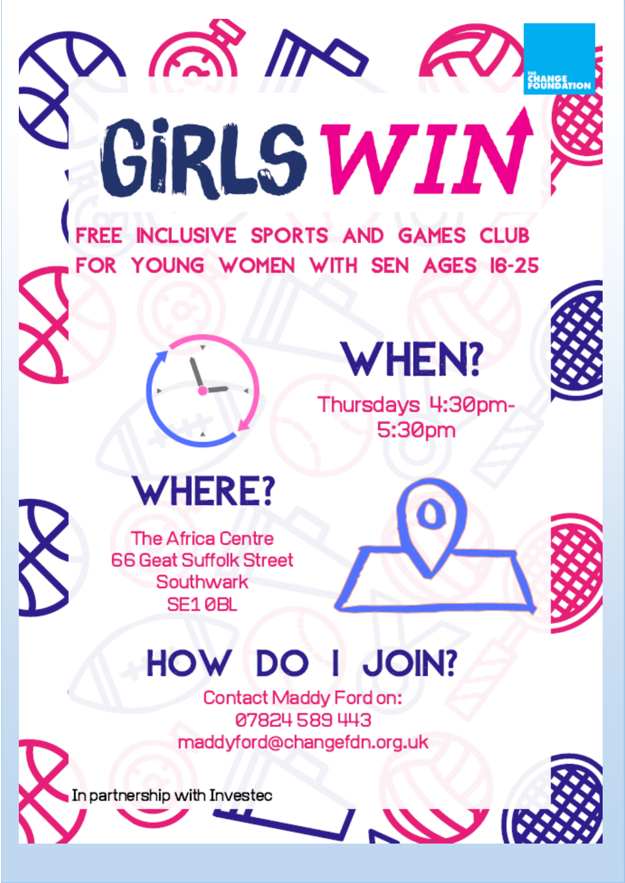THE CHANGE FOUNDATION

# GIRLS WIN

FREE INCLUSIVE SPORTS AND GAMES CLUB FOR YOUNG WOMEN WITH SEN AGES 16-25

## WHEN?

Thursdays 4:30pm-5:30pm

## WHERE?

The Africa Centre
66 Geat Suffolk Street
Southwark
SE1 0BL

## HOW DO I JOIN?

Contact Maddy Ford on:
07824 589 443
maddyford@changefdn.org.uk

In partnership with Investec